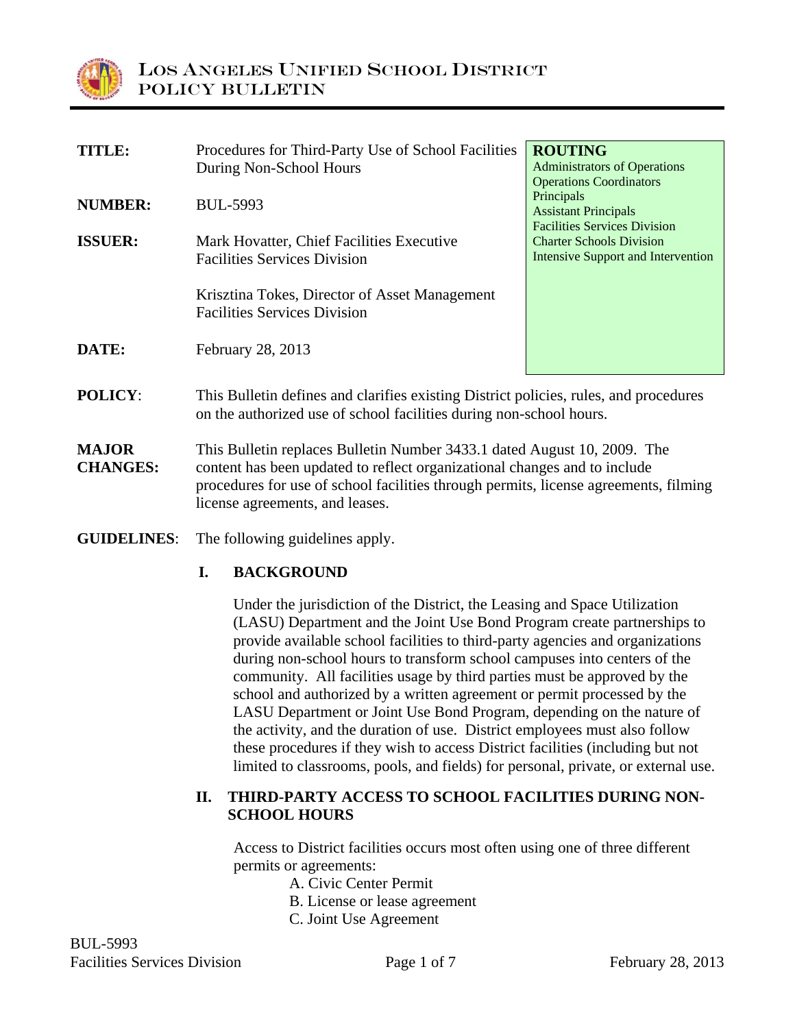# LOS ANGELES UNIFIED SCHOOL DISTRICT
## POLICY BULLETIN

| | | |
|---|---|---|
| **TITLE:** | Procedures for Third-Party Use of School Facilities During Non-School Hours | **ROUTING**<br>Administrators of Operations<br>Operations Coordinators<br>Principals<br>Assistant Principals<br>Facilities Services Division<br>Charter Schools Division<br>Intensive Support and Intervention |
| **NUMBER:** | BUL-5993 | |
| **ISSUER:** | Mark Hovatter, Chief Facilities Executive<br>Facilities Services Division<br><br>Krisztina Tokes, Director of Asset Management<br>Facilities Services Division | |
| **DATE:** | February 28, 2013 | |

**POLICY**: This Bulletin defines and clarifies existing District policies, rules, and procedures on the authorized use of school facilities during non-school hours.

**MAJOR CHANGES:** This Bulletin replaces Bulletin Number 3433.1 dated August 10, 2009. The content has been updated to reflect organizational changes and to include procedures for use of school facilities through permits, license agreements, filming license agreements, and leases.

**GUIDELINES**: The following guidelines apply.

### I. BACKGROUND

Under the jurisdiction of the District, the Leasing and Space Utilization (LASU) Department and the Joint Use Bond Program create partnerships to provide available school facilities to third-party agencies and organizations during non-school hours to transform school campuses into centers of the community. All facilities usage by third parties must be approved by the school and authorized by a written agreement or permit processed by the LASU Department or Joint Use Bond Program, depending on the nature of the activity, and the duration of use. District employees must also follow these procedures if they wish to access District facilities (including but not limited to classrooms, pools, and fields) for personal, private, or external use.

### II. THIRD-PARTY ACCESS TO SCHOOL FACILITIES DURING NON-SCHOOL HOURS

Access to District facilities occurs most often using one of three different permits or agreements:

A. Civic Center Permit
B. License or lease agreement
C. Joint Use Agreement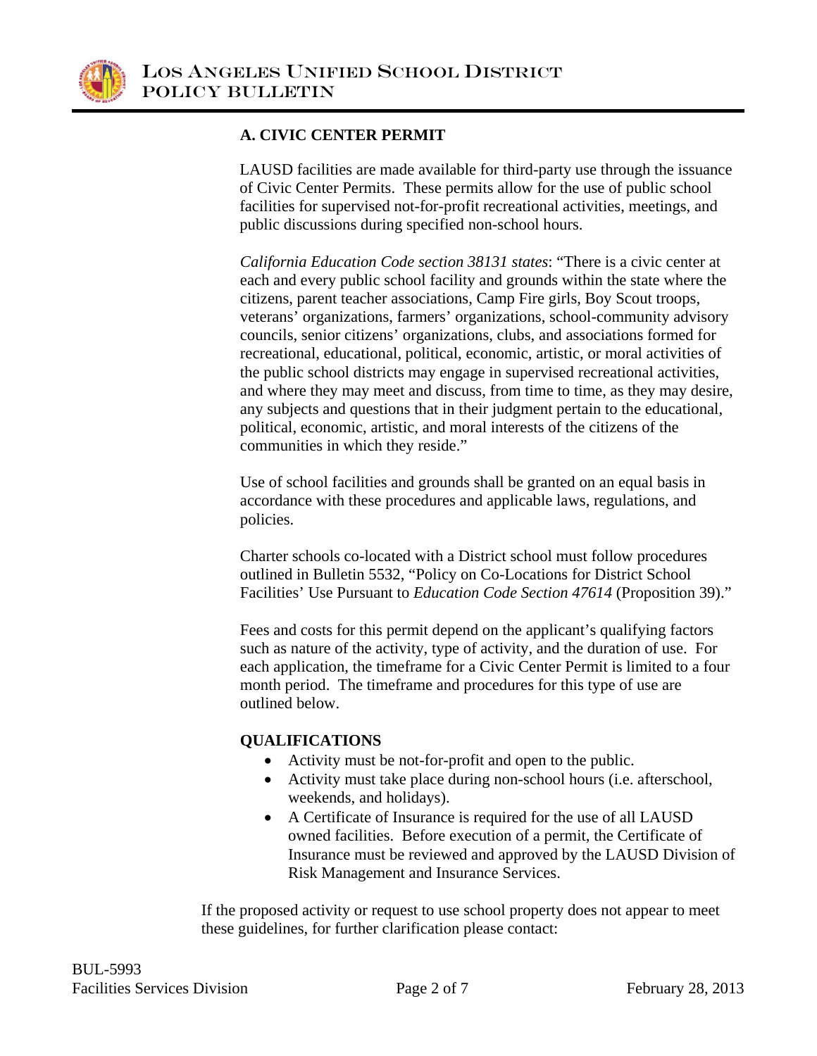### A. CIVIC CENTER PERMIT

LAUSD facilities are made available for third-party use through the issuance of Civic Center Permits. These permits allow for the use of public school facilities for supervised not-for-profit recreational activities, meetings, and public discussions during specified non-school hours.

*California Education Code section 38131 states*: "There is a civic center at each and every public school facility and grounds within the state where the citizens, parent teacher associations, Camp Fire girls, Boy Scout troops, veterans' organizations, farmers' organizations, school-community advisory councils, senior citizens' organizations, clubs, and associations formed for recreational, educational, political, economic, artistic, or moral activities of the public school districts may engage in supervised recreational activities, and where they may meet and discuss, from time to time, as they may desire, any subjects and questions that in their judgment pertain to the educational, political, economic, artistic, and moral interests of the citizens of the communities in which they reside."

Use of school facilities and grounds shall be granted on an equal basis in accordance with these procedures and applicable laws, regulations, and policies.

Charter schools co-located with a District school must follow procedures outlined in Bulletin 5532, "Policy on Co-Locations for District School Facilities' Use Pursuant to *Education Code Section 47614* (Proposition 39)."

Fees and costs for this permit depend on the applicant's qualifying factors such as nature of the activity, type of activity, and the duration of use. For each application, the timeframe for a Civic Center Permit is limited to a four month period. The timeframe and procedures for this type of use are outlined below.

**QUALIFICATIONS**

- Activity must be not-for-profit and open to the public.
- Activity must take place during non-school hours (i.e. afterschool, weekends, and holidays).
- A Certificate of Insurance is required for the use of all LAUSD owned facilities. Before execution of a permit, the Certificate of Insurance must be reviewed and approved by the LAUSD Division of Risk Management and Insurance Services.

If the proposed activity or request to use school property does not appear to meet these guidelines, for further clarification please contact: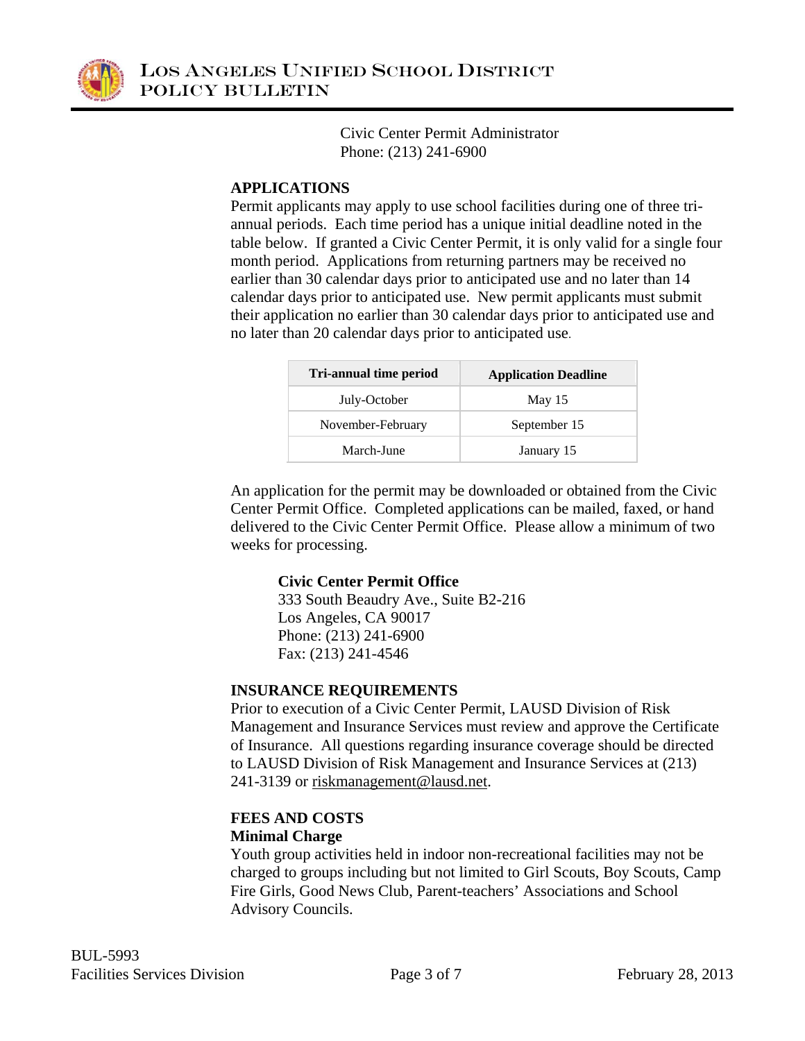Civic Center Permit Administrator
Phone: (213) 241-6900

**APPLICATIONS**

Permit applicants may apply to use school facilities during one of three tri-annual periods. Each time period has a unique initial deadline noted in the table below. If granted a Civic Center Permit, it is only valid for a single four month period. Applications from returning partners may be received no earlier than 30 calendar days prior to anticipated use and no later than 14 calendar days prior to anticipated use. New permit applicants must submit their application no earlier than 30 calendar days prior to anticipated use and no later than 20 calendar days prior to anticipated use.

| Tri-annual time period | Application Deadline |
|---|---|
| July-October | May 15 |
| November-February | September 15 |
| March-June | January 15 |

An application for the permit may be downloaded or obtained from the Civic Center Permit Office. Completed applications can be mailed, faxed, or hand delivered to the Civic Center Permit Office. Please allow a minimum of two weeks for processing.

**Civic Center Permit Office**
333 South Beaudry Ave., Suite B2-216
Los Angeles, CA 90017
Phone: (213) 241-6900
Fax: (213) 241-4546

**INSURANCE REQUIREMENTS**

Prior to execution of a Civic Center Permit, LAUSD Division of Risk Management and Insurance Services must review and approve the Certificate of Insurance. All questions regarding insurance coverage should be directed to LAUSD Division of Risk Management and Insurance Services at (213) 241-3139 or riskmanagement@lausd.net.

**FEES AND COSTS**

**Minimal Charge**

Youth group activities held in indoor non-recreational facilities may not be charged to groups including but not limited to Girl Scouts, Boy Scouts, Camp Fire Girls, Good News Club, Parent-teachers' Associations and School Advisory Councils.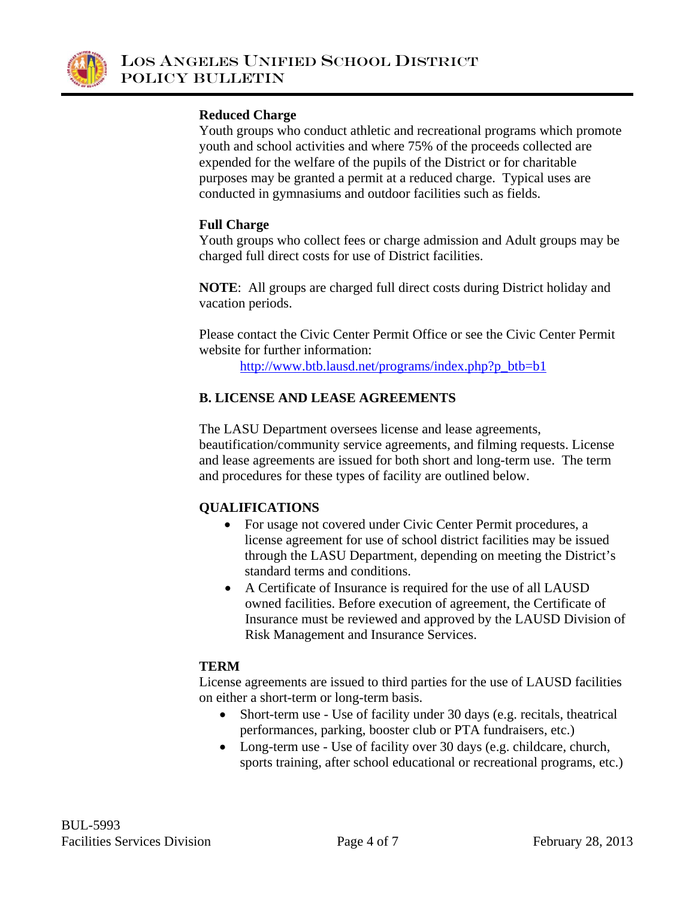**Reduced Charge**

Youth groups who conduct athletic and recreational programs which promote youth and school activities and where 75% of the proceeds collected are expended for the welfare of the pupils of the District or for charitable purposes may be granted a permit at a reduced charge. Typical uses are conducted in gymnasiums and outdoor facilities such as fields.

**Full Charge**

Youth groups who collect fees or charge admission and Adult groups may be charged full direct costs for use of District facilities.

**NOTE**: All groups are charged full direct costs during District holiday and vacation periods.

Please contact the Civic Center Permit Office or see the Civic Center Permit website for further information:

http://www.btb.lausd.net/programs/index.php?p_btb=b1

## B. LICENSE AND LEASE AGREEMENTS

The LASU Department oversees license and lease agreements, beautification/community service agreements, and filming requests. License and lease agreements are issued for both short and long-term use. The term and procedures for these types of facility are outlined below.

### QUALIFICATIONS

- For usage not covered under Civic Center Permit procedures, a license agreement for use of school district facilities may be issued through the LASU Department, depending on meeting the District's standard terms and conditions.
- A Certificate of Insurance is required for the use of all LAUSD owned facilities. Before execution of agreement, the Certificate of Insurance must be reviewed and approved by the LAUSD Division of Risk Management and Insurance Services.

### TERM

License agreements are issued to third parties for the use of LAUSD facilities on either a short-term or long-term basis.

- Short-term use - Use of facility under 30 days (e.g. recitals, theatrical performances, parking, booster club or PTA fundraisers, etc.)
- Long-term use - Use of facility over 30 days (e.g. childcare, church, sports training, after school educational or recreational programs, etc.)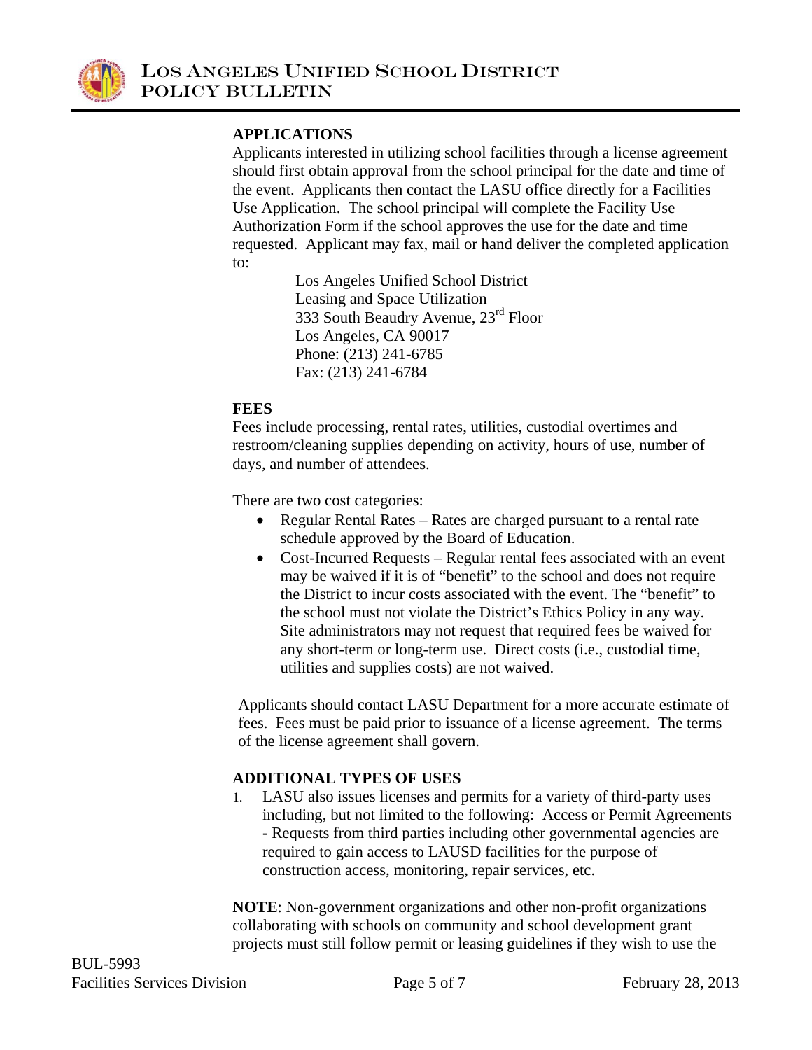**APPLICATIONS**

Applicants interested in utilizing school facilities through a license agreement should first obtain approval from the school principal for the date and time of the event. Applicants then contact the LASU office directly for a Facilities Use Application. The school principal will complete the Facility Use Authorization Form if the school approves the use for the date and time requested. Applicant may fax, mail or hand deliver the completed application to:

> Los Angeles Unified School District
> Leasing and Space Utilization
> 333 South Beaudry Avenue, 23rd Floor
> Los Angeles, CA 90017
> Phone: (213) 241-6785
> Fax: (213) 241-6784

**FEES**

Fees include processing, rental rates, utilities, custodial overtimes and restroom/cleaning supplies depending on activity, hours of use, number of days, and number of attendees.

There are two cost categories:

- Regular Rental Rates – Rates are charged pursuant to a rental rate schedule approved by the Board of Education.
- Cost-Incurred Requests – Regular rental fees associated with an event may be waived if it is of "benefit" to the school and does not require the District to incur costs associated with the event. The "benefit" to the school must not violate the District's Ethics Policy in any way. Site administrators may not request that required fees be waived for any short-term or long-term use. Direct costs (i.e., custodial time, utilities and supplies costs) are not waived.

Applicants should contact LASU Department for a more accurate estimate of fees. Fees must be paid prior to issuance of a license agreement. The terms of the license agreement shall govern.

**ADDITIONAL TYPES OF USES**

1. LASU also issues licenses and permits for a variety of third-party uses including, but not limited to the following: Access or Permit Agreements - Requests from third parties including other governmental agencies are required to gain access to LAUSD facilities for the purpose of construction access, monitoring, repair services, etc.

**NOTE**: Non-government organizations and other non-profit organizations collaborating with schools on community and school development grant projects must still follow permit or leasing guidelines if they wish to use the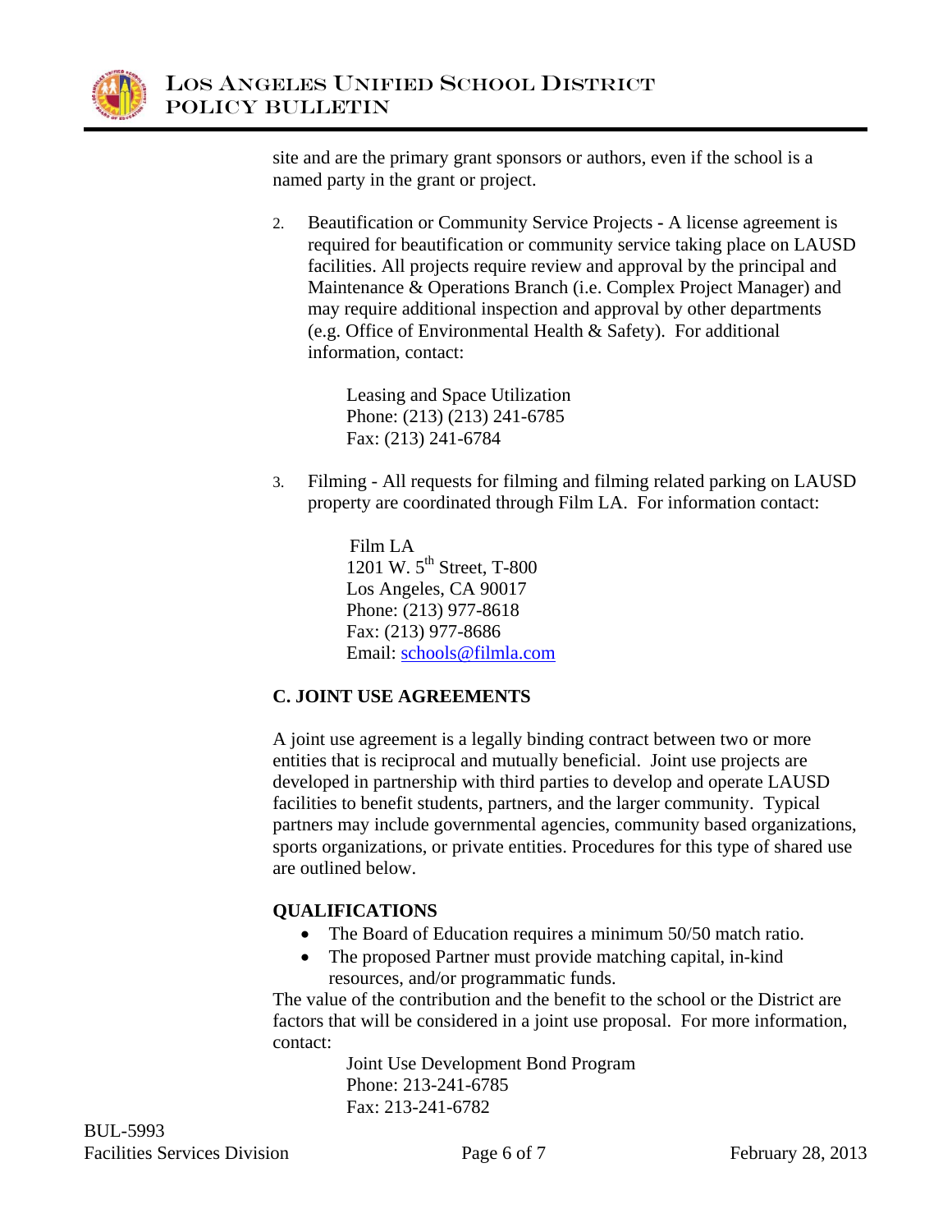site and are the primary grant sponsors or authors, even if the school is a named party in the grant or project.

2. Beautification or Community Service Projects **-** A license agreement is required for beautification or community service taking place on LAUSD facilities. All projects require review and approval by the principal and Maintenance & Operations Branch (i.e. Complex Project Manager) and may require additional inspection and approval by other departments (e.g. Office of Environmental Health & Safety). For additional information, contact:

   Leasing and Space Utilization
   Phone: (213) (213) 241-6785
   Fax: (213) 241-6784

3. Filming - All requests for filming and filming related parking on LAUSD property are coordinated through Film LA. For information contact:

   Film LA
   1201 W. 5th Street, T-800
   Los Angeles, CA 90017
   Phone: (213) 977-8618
   Fax: (213) 977-8686
   Email: schools@filmla.com

**C. JOINT USE AGREEMENTS**

A joint use agreement is a legally binding contract between two or more entities that is reciprocal and mutually beneficial. Joint use projects are developed in partnership with third parties to develop and operate LAUSD facilities to benefit students, partners, and the larger community. Typical partners may include governmental agencies, community based organizations, sports organizations, or private entities. Procedures for this type of shared use are outlined below.

**QUALIFICATIONS**

- The Board of Education requires a minimum 50/50 match ratio.
- The proposed Partner must provide matching capital, in-kind resources, and/or programmatic funds.

The value of the contribution and the benefit to the school or the District are factors that will be considered in a joint use proposal. For more information, contact:

Joint Use Development Bond Program
Phone: 213-241-6785
Fax: 213-241-6782

BUL-5993
Facilities Services Division
February 28, 2013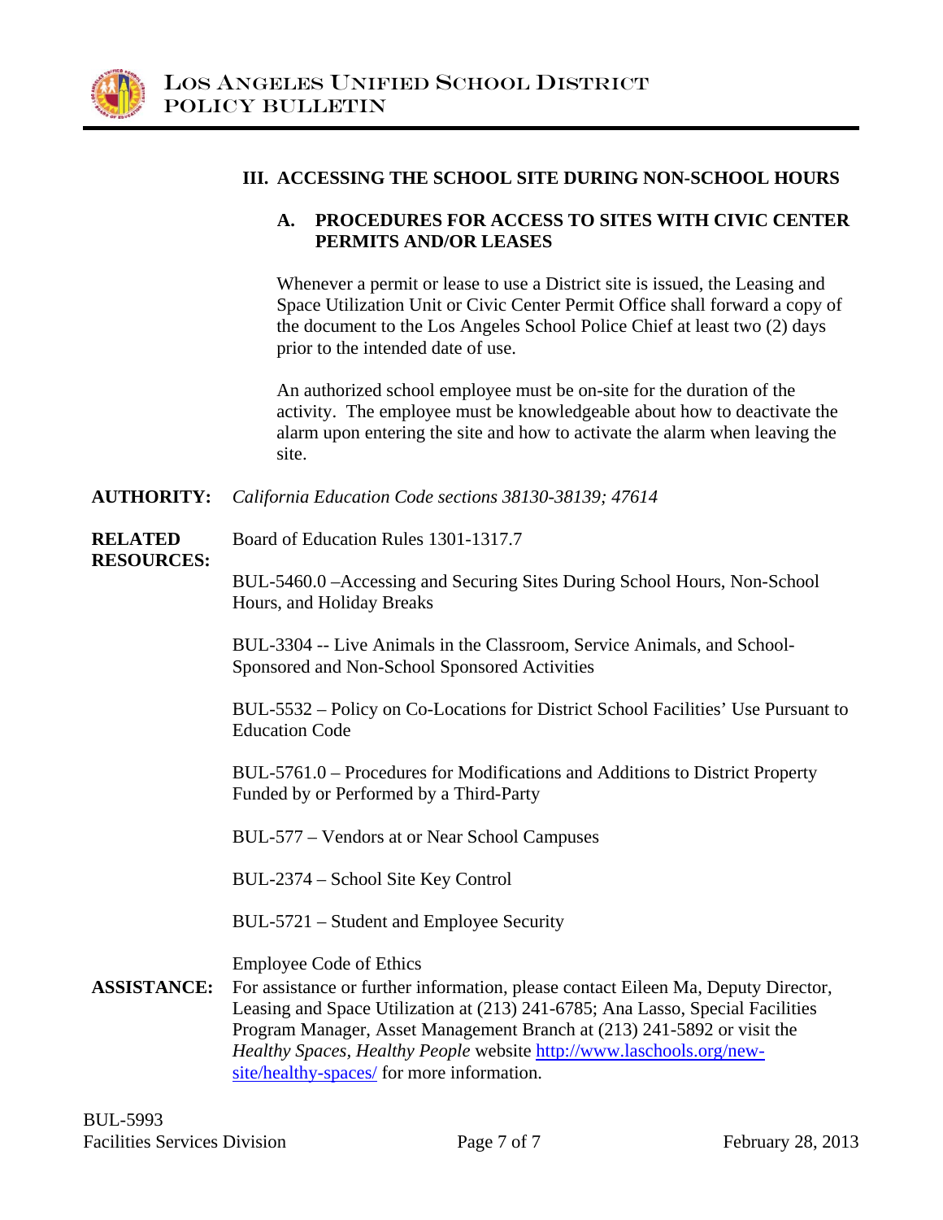## III. ACCESSING THE SCHOOL SITE DURING NON-SCHOOL HOURS

### A. PROCEDURES FOR ACCESS TO SITES WITH CIVIC CENTER PERMITS AND/OR LEASES

Whenever a permit or lease to use a District site is issued, the Leasing and Space Utilization Unit or Civic Center Permit Office shall forward a copy of the document to the Los Angeles School Police Chief at least two (2) days prior to the intended date of use.

An authorized school employee must be on-site for the duration of the activity. The employee must be knowledgeable about how to deactivate the alarm upon entering the site and how to activate the alarm when leaving the site.

**AUTHORITY:** *California Education Code sections 38130-38139; 47614*

**RELATED RESOURCES:**

Board of Education Rules 1301-1317.7

BUL-5460.0 –Accessing and Securing Sites During School Hours, Non-School Hours, and Holiday Breaks

BUL-3304 -- Live Animals in the Classroom, Service Animals, and School-Sponsored and Non-School Sponsored Activities

BUL-5532 – Policy on Co-Locations for District School Facilities' Use Pursuant to Education Code

BUL-5761.0 – Procedures for Modifications and Additions to District Property Funded by or Performed by a Third-Party

BUL-577 – Vendors at or Near School Campuses

BUL-2374 – School Site Key Control

BUL-5721 – Student and Employee Security

Employee Code of Ethics

**ASSISTANCE:** For assistance or further information, please contact Eileen Ma, Deputy Director, Leasing and Space Utilization at (213) 241-6785; Ana Lasso, Special Facilities Program Manager, Asset Management Branch at (213) 241-5892 or visit the *Healthy Spaces, Healthy People* website http://www.laschools.org/new-site/healthy-spaces/ for more information.